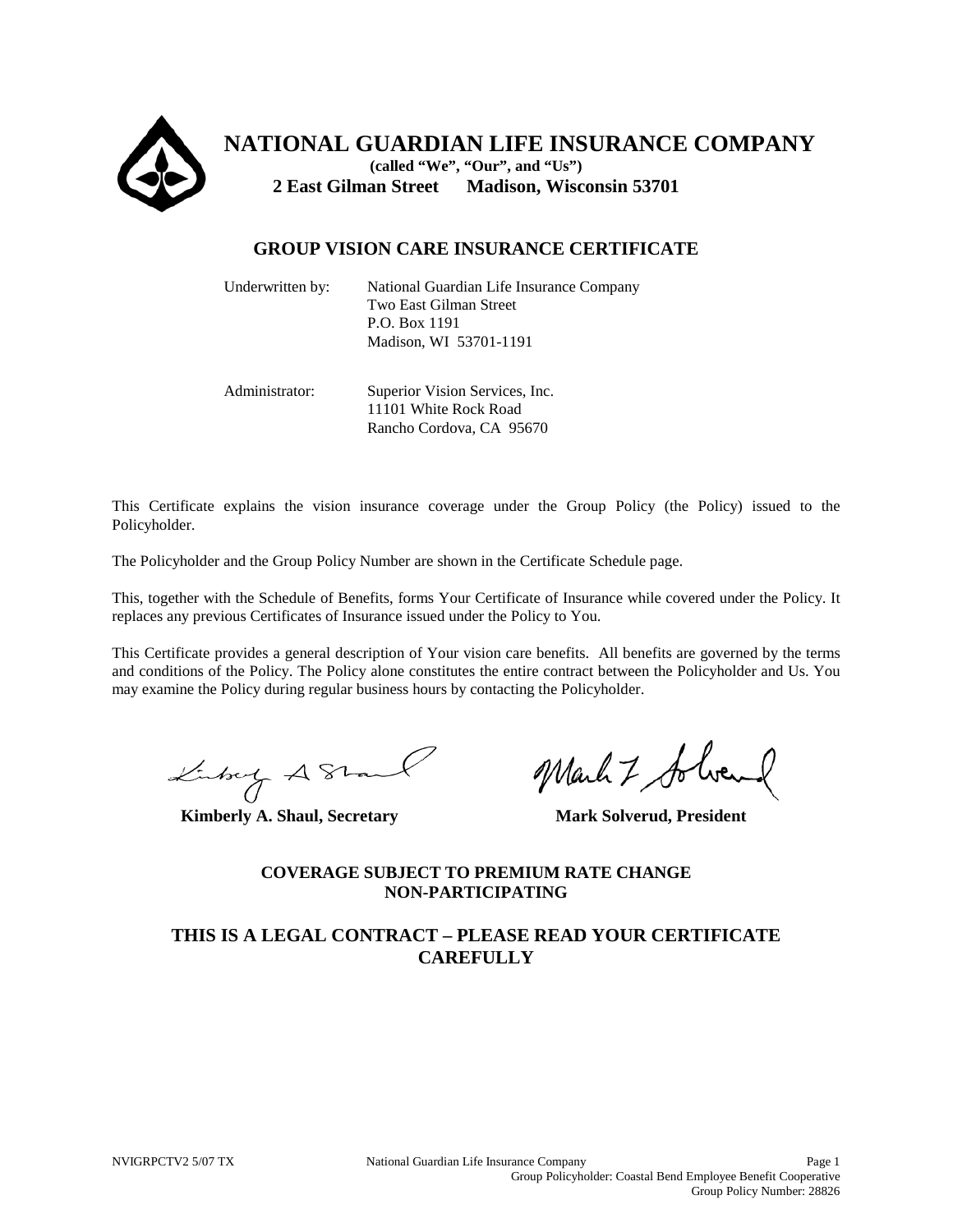# NATIONAL GUARDIAN LIFE INSURANCE COMPANY

**(called "We", "Our", and "Us")**

**2 East Gilman Street Madison, Wisconsin 53701**

## GROUP VISION CARE INSURANCE CERTIFICATE

Underwritten by: National Guardian Life Insurance Company
Two East Gilman Street
P.O. Box 1191
Madison, WI 53701-1191

Administrator: Superior Vision Services, Inc.
11101 White Rock Road
Rancho Cordova, CA 95670

This Certificate explains the vision insurance coverage under the Group Policy (the Policy) issued to the Policyholder.

The Policyholder and the Group Policy Number are shown in the Certificate Schedule page.

This, together with the Schedule of Benefits, forms Your Certificate of Insurance while covered under the Policy. It replaces any previous Certificates of Insurance issued under the Policy to You.

This Certificate provides a general description of Your vision care benefits. All benefits are governed by the terms and conditions of the Policy. The Policy alone constitutes the entire contract between the Policyholder and Us. You may examine the Policy during regular business hours by contacting the Policyholder.

**Kimberly A. Shaul, Secretary** **Mark Solverud, President**

**COVERAGE SUBJECT TO PREMIUM RATE CHANGE**
**NON-PARTICIPATING**

**THIS IS A LEGAL CONTRACT – PLEASE READ YOUR CERTIFICATE CAREFULLY**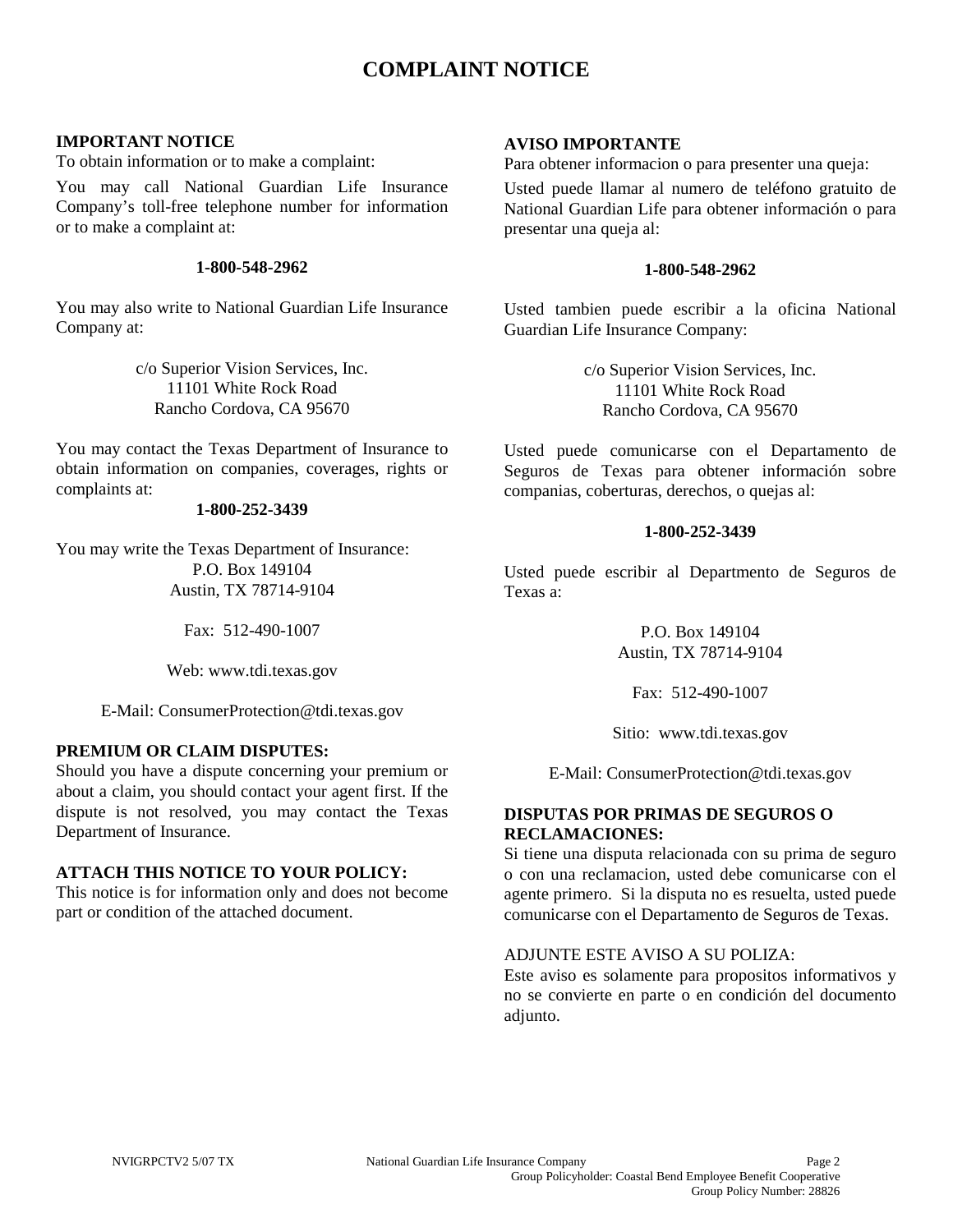# COMPLAINT NOTICE

**IMPORTANT NOTICE**
To obtain information or to make a complaint:

You may call National Guardian Life Insurance Company's toll-free telephone number for information or to make a complaint at:

**1-800-548-2962**

You may also write to National Guardian Life Insurance Company at:

c/o Superior Vision Services, Inc.
11101 White Rock Road
Rancho Cordova, CA 95670

You may contact the Texas Department of Insurance to obtain information on companies, coverages, rights or complaints at:

**1-800-252-3439**

You may write the Texas Department of Insurance:
P.O. Box 149104
Austin, TX 78714-9104

Fax: 512-490-1007

Web: www.tdi.texas.gov

E-Mail: ConsumerProtection@tdi.texas.gov

**PREMIUM OR CLAIM DISPUTES:**
Should you have a dispute concerning your premium or about a claim, you should contact your agent first. If the dispute is not resolved, you may contact the Texas Department of Insurance.

**ATTACH THIS NOTICE TO YOUR POLICY:**
This notice is for information only and does not become part or condition of the attached document.

**AVISO IMPORTANTE**
Para obtener informacion o para presenter una queja:

Usted puede llamar al numero de teléfono gratuito de National Guardian Life para obtener información o para presentar una queja al:

**1-800-548-2962**

Usted tambien puede escribir a la oficina National Guardian Life Insurance Company:

c/o Superior Vision Services, Inc.
11101 White Rock Road
Rancho Cordova, CA 95670

Usted puede comunicarse con el Departamento de Seguros de Texas para obtener información sobre companias, coberturas, derechos, o quejas al:

**1-800-252-3439**

Usted puede escribir al Departmento de Seguros de Texas a:

P.O. Box 149104
Austin, TX 78714-9104

Fax: 512-490-1007

Sitio: www.tdi.texas.gov

E-Mail: ConsumerProtection@tdi.texas.gov

**DISPUTAS POR PRIMAS DE SEGUROS O RECLAMACIONES:**
Si tiene una disputa relacionada con su prima de seguro o con una reclamacion, usted debe comunicarse con el agente primero. Si la disputa no es resuelta, usted puede comunicarse con el Departamento de Seguros de Texas.

ADJUNTE ESTE AVISO A SU POLIZA:
Este aviso es solamente para propositos informativos y no se convierte en parte o en condición del documento adjunto.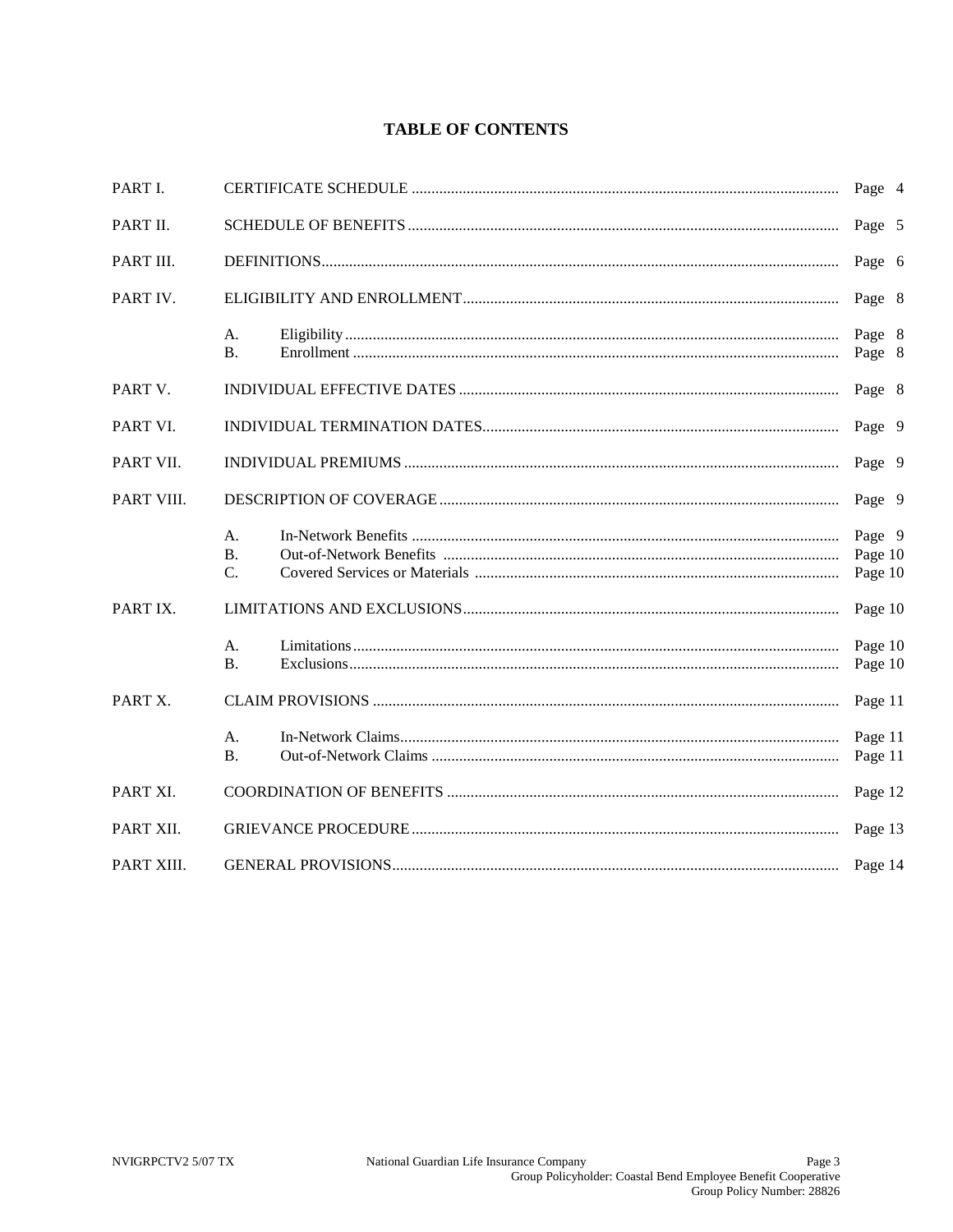# TABLE OF CONTENTS

| | | |
|---|---|---|
| PART I. | CERTIFICATE SCHEDULE | Page 4 |
| PART II. | SCHEDULE OF BENEFITS | Page 5 |
| PART III. | DEFINITIONS | Page 6 |
| PART IV. | ELIGIBILITY AND ENROLLMENT | Page 8 |
| | A. Eligibility | Page 8 |
| | B. Enrollment | Page 8 |
| PART V. | INDIVIDUAL EFFECTIVE DATES | Page 8 |
| PART VI. | INDIVIDUAL TERMINATION DATES | Page 9 |
| PART VII. | INDIVIDUAL PREMIUMS | Page 9 |
| PART VIII. | DESCRIPTION OF COVERAGE | Page 9 |
| | A. In-Network Benefits | Page 9 |
| | B. Out-of-Network Benefits | Page 10 |
| | C. Covered Services or Materials | Page 10 |
| PART IX. | LIMITATIONS AND EXCLUSIONS | Page 10 |
| | A. Limitations | Page 10 |
| | B. Exclusions | Page 10 |
| PART X. | CLAIM PROVISIONS | Page 11 |
| | A. In-Network Claims | Page 11 |
| | B. Out-of-Network Claims | Page 11 |
| PART XI. | COORDINATION OF BENEFITS | Page 12 |
| PART XII. | GRIEVANCE PROCEDURE | Page 13 |
| PART XIII. | GENERAL PROVISIONS | Page 14 |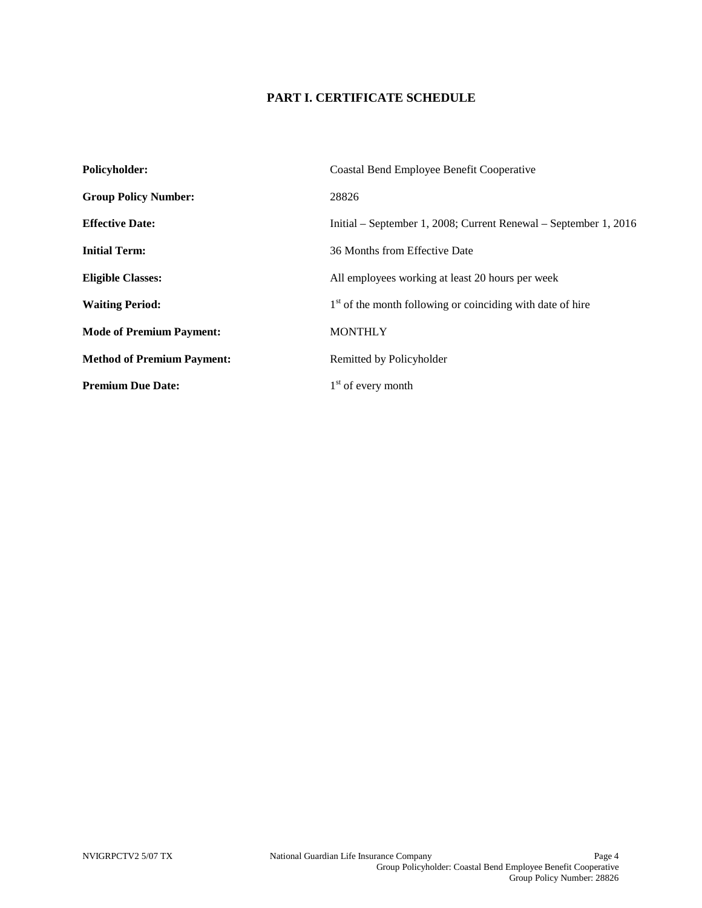# PART I. CERTIFICATE SCHEDULE

| | |
|---|---|
| **Policyholder:** | Coastal Bend Employee Benefit Cooperative |
| **Group Policy Number:** | 28826 |
| **Effective Date:** | Initial – September 1, 2008; Current Renewal – September 1, 2016 |
| **Initial Term:** | 36 Months from Effective Date |
| **Eligible Classes:** | All employees working at least 20 hours per week |
| **Waiting Period:** | 1st of the month following or coinciding with date of hire |
| **Mode of Premium Payment:** | MONTHLY |
| **Method of Premium Payment:** | Remitted by Policyholder |
| **Premium Due Date:** | 1st of every month |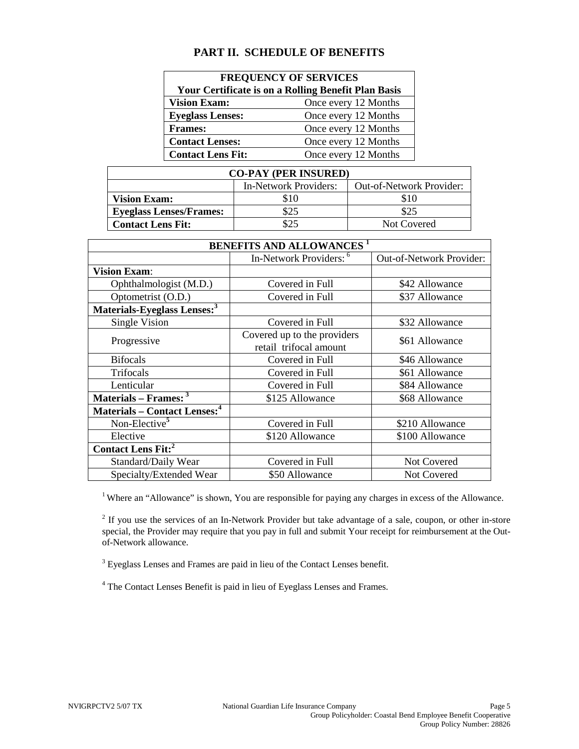# PART II. SCHEDULE OF BENEFITS

| FREQUENCY OF SERVICES<br>Your Certificate is on a Rolling Benefit Plan Basis | |
|---|---|
| **Vision Exam:** | Once every 12 Months |
| **Eyeglass Lenses:** | Once every 12 Months |
| **Frames:** | Once every 12 Months |
| **Contact Lenses:** | Once every 12 Months |
| **Contact Lens Fit:** | Once every 12 Months |

| CO-PAY (PER INSURED) | | |
|---|---|---|
| | In-Network Providers: | Out-of-Network Provider: |
| **Vision Exam:** | $10 | $10 |
| **Eyeglass Lenses/Frames:** | $25 | $25 |
| **Contact Lens Fit:** | $25 | Not Covered |

| BENEFITS AND ALLOWANCES [1] | | |
|---|---|---|
| | In-Network Providers: [6] | Out-of-Network Provider: |
| **Vision Exam**: | | |
| Ophthalmologist (M.D.) | Covered in Full | $42 Allowance |
| Optometrist (O.D.) | Covered in Full | $37 Allowance |
| **Materials-Eyeglass Lenses:**[3] | | |
| Single Vision | Covered in Full | $32 Allowance |
| Progressive | Covered up to the providers retail trifocal amount | $61 Allowance |
| Bifocals | Covered in Full | $46 Allowance |
| Trifocals | Covered in Full | $61 Allowance |
| Lenticular | Covered in Full | $84 Allowance |
| **Materials – Frames:** [3] | $125 Allowance | $68 Allowance |
| **Materials – Contact Lenses:**[4] | | |
| Non-Elective[5] | Covered in Full | $210 Allowance |
| Elective | $120 Allowance | $100 Allowance |
| **Contact Lens Fit:**[2] | | |
| Standard/Daily Wear | Covered in Full | Not Covered |
| Specialty/Extended Wear | $50 Allowance | Not Covered |

[1] Where an "Allowance" is shown, You are responsible for paying any charges in excess of the Allowance.

[2] If you use the services of an In-Network Provider but take advantage of a sale, coupon, or other in-store special, the Provider may require that you pay in full and submit Your receipt for reimbursement at the Out-of-Network allowance.

[3] Eyeglass Lenses and Frames are paid in lieu of the Contact Lenses benefit.

[4] The Contact Lenses Benefit is paid in lieu of Eyeglass Lenses and Frames.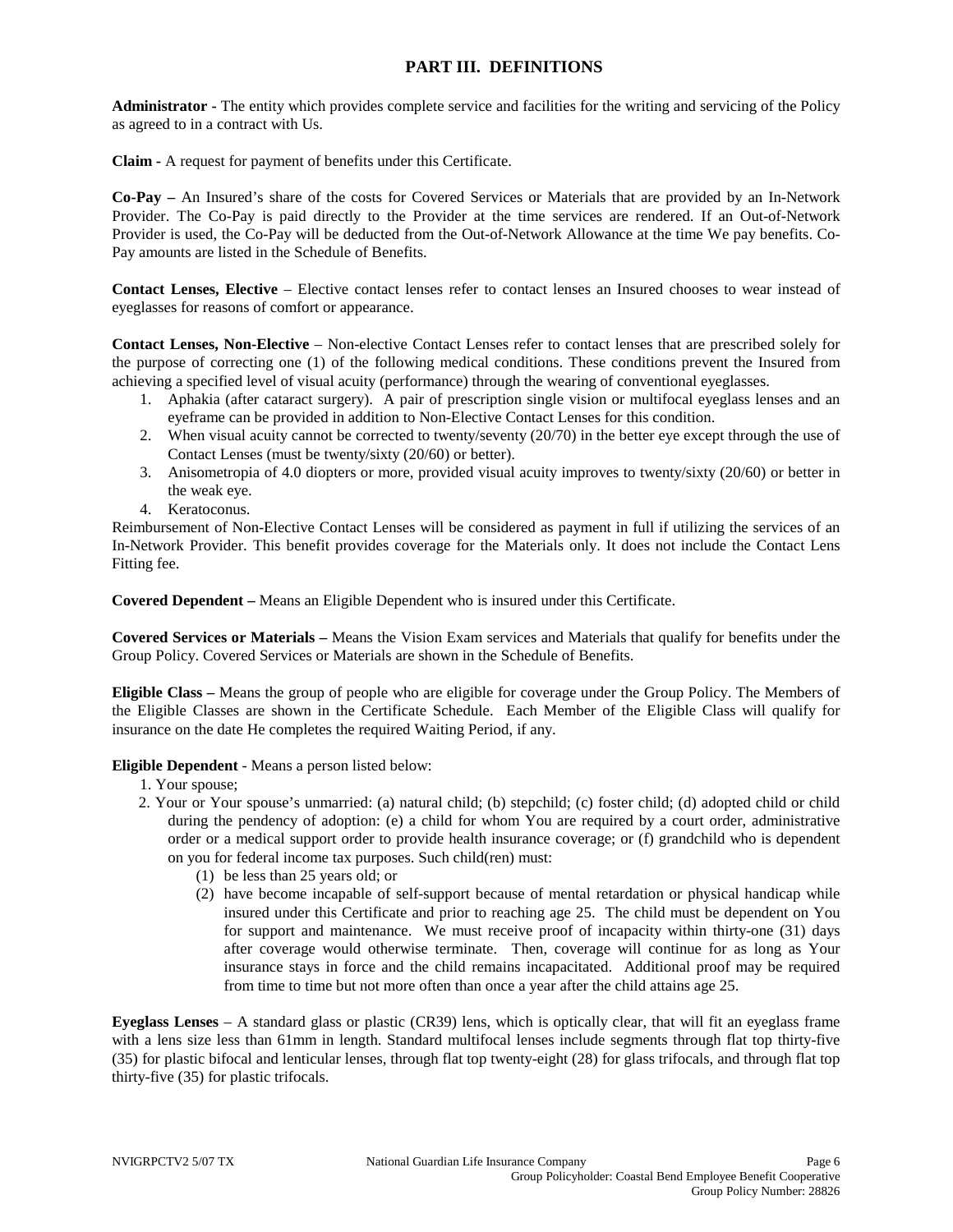## PART III. DEFINITIONS

**Administrator -** The entity which provides complete service and facilities for the writing and servicing of the Policy as agreed to in a contract with Us.

**Claim -** A request for payment of benefits under this Certificate.

**Co-Pay –** An Insured's share of the costs for Covered Services or Materials that are provided by an In-Network Provider. The Co-Pay is paid directly to the Provider at the time services are rendered. If an Out-of-Network Provider is used, the Co-Pay will be deducted from the Out-of-Network Allowance at the time We pay benefits. Co-Pay amounts are listed in the Schedule of Benefits.

**Contact Lenses, Elective** – Elective contact lenses refer to contact lenses an Insured chooses to wear instead of eyeglasses for reasons of comfort or appearance.

**Contact Lenses, Non-Elective** – Non-elective Contact Lenses refer to contact lenses that are prescribed solely for the purpose of correcting one (1) of the following medical conditions. These conditions prevent the Insured from achieving a specified level of visual acuity (performance) through the wearing of conventional eyeglasses.

1. Aphakia (after cataract surgery). A pair of prescription single vision or multifocal eyeglass lenses and an eyeframe can be provided in addition to Non-Elective Contact Lenses for this condition.
2. When visual acuity cannot be corrected to twenty/seventy (20/70) in the better eye except through the use of Contact Lenses (must be twenty/sixty (20/60) or better).
3. Anisometropia of 4.0 diopters or more, provided visual acuity improves to twenty/sixty (20/60) or better in the weak eye.
4. Keratoconus.

Reimbursement of Non-Elective Contact Lenses will be considered as payment in full if utilizing the services of an In-Network Provider. This benefit provides coverage for the Materials only. It does not include the Contact Lens Fitting fee.

**Covered Dependent –** Means an Eligible Dependent who is insured under this Certificate.

**Covered Services or Materials –** Means the Vision Exam services and Materials that qualify for benefits under the Group Policy. Covered Services or Materials are shown in the Schedule of Benefits.

**Eligible Class –** Means the group of people who are eligible for coverage under the Group Policy. The Members of the Eligible Classes are shown in the Certificate Schedule. Each Member of the Eligible Class will qualify for insurance on the date He completes the required Waiting Period, if any.

**Eligible Dependent** - Means a person listed below:

1. Your spouse;
2. Your or Your spouse's unmarried: (a) natural child; (b) stepchild; (c) foster child; (d) adopted child or child during the pendency of adoption: (e) a child for whom You are required by a court order, administrative order or a medical support order to provide health insurance coverage; or (f) grandchild who is dependent on you for federal income tax purposes. Such child(ren) must:
   (1) be less than 25 years old; or
   (2) have become incapable of self-support because of mental retardation or physical handicap while insured under this Certificate and prior to reaching age 25. The child must be dependent on You for support and maintenance. We must receive proof of incapacity within thirty-one (31) days after coverage would otherwise terminate. Then, coverage will continue for as long as Your insurance stays in force and the child remains incapacitated. Additional proof may be required from time to time but not more often than once a year after the child attains age 25.

**Eyeglass Lenses** – A standard glass or plastic (CR39) lens, which is optically clear, that will fit an eyeglass frame with a lens size less than 61mm in length. Standard multifocal lenses include segments through flat top thirty-five (35) for plastic bifocal and lenticular lenses, through flat top twenty-eight (28) for glass trifocals, and through flat top thirty-five (35) for plastic trifocals.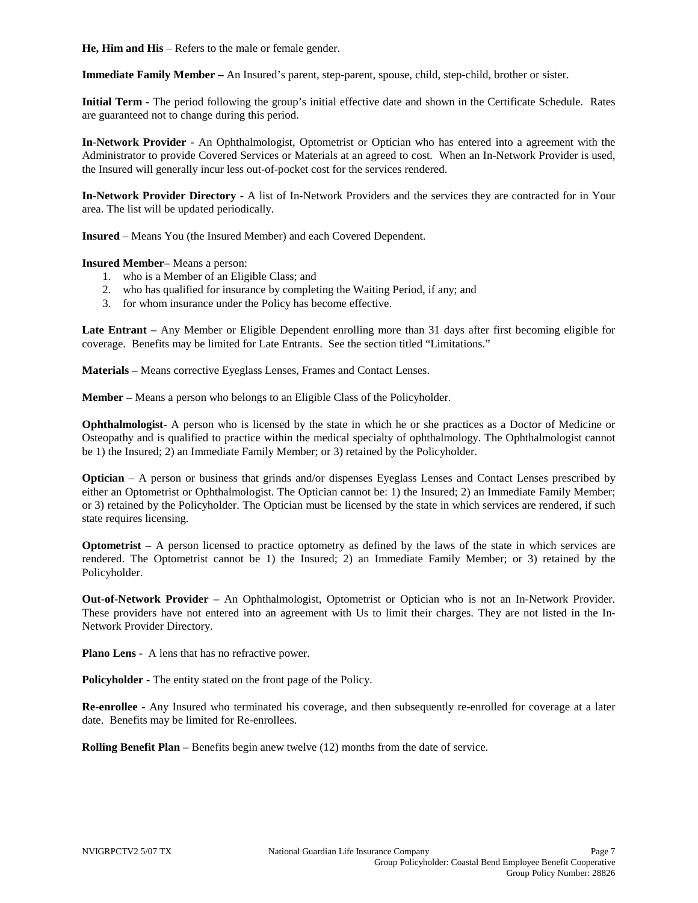**He, Him and His** – Refers to the male or female gender.

**Immediate Family Member –** An Insured's parent, step-parent, spouse, child, step-child, brother or sister.

**Initial Term -** The period following the group's initial effective date and shown in the Certificate Schedule. Rates are guaranteed not to change during this period.

**In-Network Provider -** An Ophthalmologist, Optometrist or Optician who has entered into a agreement with the Administrator to provide Covered Services or Materials at an agreed to cost. When an In-Network Provider is used, the Insured will generally incur less out-of-pocket cost for the services rendered.

**In-Network Provider Directory -** A list of In-Network Providers and the services they are contracted for in Your area. The list will be updated periodically.

**Insured** – Means You (the Insured Member) and each Covered Dependent.

**Insured Member–** Means a person:

1. who is a Member of an Eligible Class; and
2. who has qualified for insurance by completing the Waiting Period, if any; and
3. for whom insurance under the Policy has become effective.

**Late Entrant –** Any Member or Eligible Dependent enrolling more than 31 days after first becoming eligible for coverage. Benefits may be limited for Late Entrants. See the section titled "Limitations."

**Materials –** Means corrective Eyeglass Lenses, Frames and Contact Lenses.

**Member –** Means a person who belongs to an Eligible Class of the Policyholder.

**Ophthalmologist**- A person who is licensed by the state in which he or she practices as a Doctor of Medicine or Osteopathy and is qualified to practice within the medical specialty of ophthalmology. The Ophthalmologist cannot be 1) the Insured; 2) an Immediate Family Member; or 3) retained by the Policyholder.

**Optician** – A person or business that grinds and/or dispenses Eyeglass Lenses and Contact Lenses prescribed by either an Optometrist or Ophthalmologist. The Optician cannot be: 1) the Insured; 2) an Immediate Family Member; or 3) retained by the Policyholder. The Optician must be licensed by the state in which services are rendered, if such state requires licensing.

**Optometrist** – A person licensed to practice optometry as defined by the laws of the state in which services are rendered. The Optometrist cannot be 1) the Insured; 2) an Immediate Family Member; or 3) retained by the Policyholder.

**Out-of-Network Provider –** An Ophthalmologist, Optometrist or Optician who is not an In-Network Provider. These providers have not entered into an agreement with Us to limit their charges. They are not listed in the In-Network Provider Directory.

**Plano Lens** - A lens that has no refractive power.

**Policyholder -** The entity stated on the front page of the Policy.

**Re-enrollee -** Any Insured who terminated his coverage, and then subsequently re-enrolled for coverage at a later date. Benefits may be limited for Re-enrollees.

**Rolling Benefit Plan –** Benefits begin anew twelve (12) months from the date of service.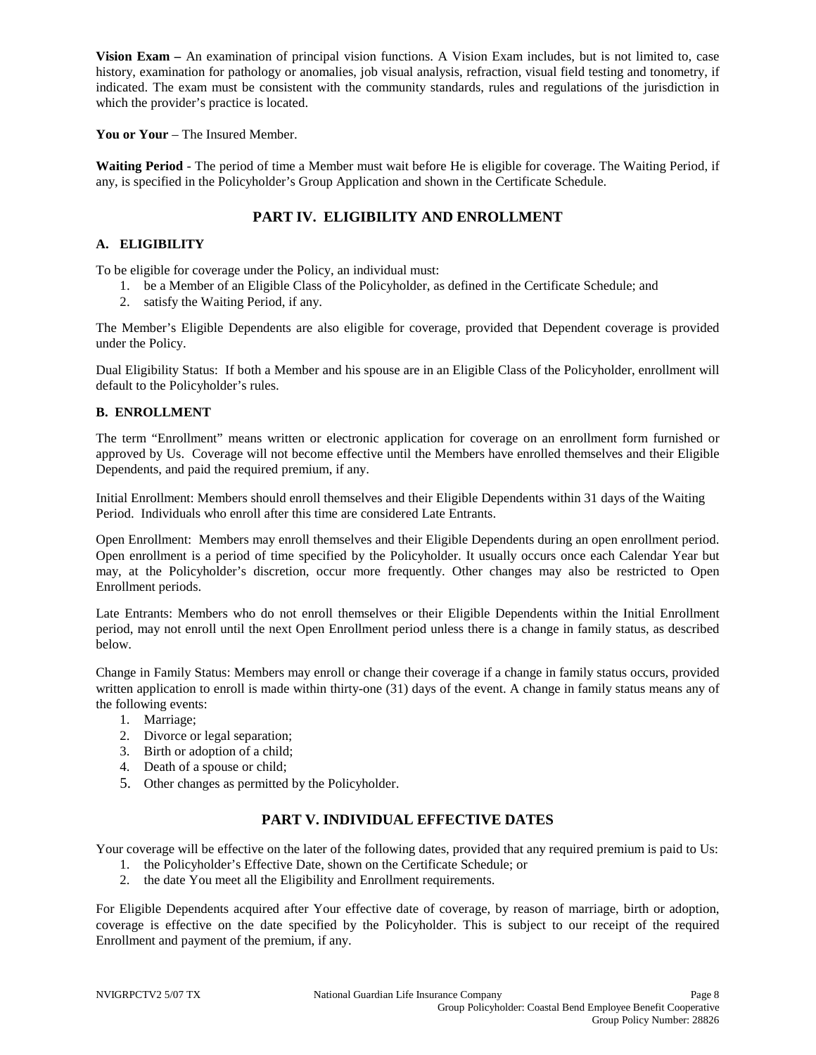**Vision Exam –** An examination of principal vision functions. A Vision Exam includes, but is not limited to, case history, examination for pathology or anomalies, job visual analysis, refraction, visual field testing and tonometry, if indicated. The exam must be consistent with the community standards, rules and regulations of the jurisdiction in which the provider's practice is located.

**You or Your** – The Insured Member.

**Waiting Period** - The period of time a Member must wait before He is eligible for coverage. The Waiting Period, if any, is specified in the Policyholder's Group Application and shown in the Certificate Schedule.

## PART IV. ELIGIBILITY AND ENROLLMENT

### A. ELIGIBILITY

To be eligible for coverage under the Policy, an individual must:

1. be a Member of an Eligible Class of the Policyholder, as defined in the Certificate Schedule; and
2. satisfy the Waiting Period, if any.

The Member's Eligible Dependents are also eligible for coverage, provided that Dependent coverage is provided under the Policy.

Dual Eligibility Status: If both a Member and his spouse are in an Eligible Class of the Policyholder, enrollment will default to the Policyholder's rules.

### B. ENROLLMENT

The term "Enrollment" means written or electronic application for coverage on an enrollment form furnished or approved by Us. Coverage will not become effective until the Members have enrolled themselves and their Eligible Dependents, and paid the required premium, if any.

Initial Enrollment: Members should enroll themselves and their Eligible Dependents within 31 days of the Waiting Period. Individuals who enroll after this time are considered Late Entrants.

Open Enrollment: Members may enroll themselves and their Eligible Dependents during an open enrollment period. Open enrollment is a period of time specified by the Policyholder. It usually occurs once each Calendar Year but may, at the Policyholder's discretion, occur more frequently. Other changes may also be restricted to Open Enrollment periods.

Late Entrants: Members who do not enroll themselves or their Eligible Dependents within the Initial Enrollment period, may not enroll until the next Open Enrollment period unless there is a change in family status, as described below.

Change in Family Status: Members may enroll or change their coverage if a change in family status occurs, provided written application to enroll is made within thirty-one (31) days of the event. A change in family status means any of the following events:

1. Marriage;
2. Divorce or legal separation;
3. Birth or adoption of a child;
4. Death of a spouse or child;
5. Other changes as permitted by the Policyholder.

## PART V. INDIVIDUAL EFFECTIVE DATES

Your coverage will be effective on the later of the following dates, provided that any required premium is paid to Us:

1. the Policyholder's Effective Date, shown on the Certificate Schedule; or
2. the date You meet all the Eligibility and Enrollment requirements.

For Eligible Dependents acquired after Your effective date of coverage, by reason of marriage, birth or adoption, coverage is effective on the date specified by the Policyholder. This is subject to our receipt of the required Enrollment and payment of the premium, if any.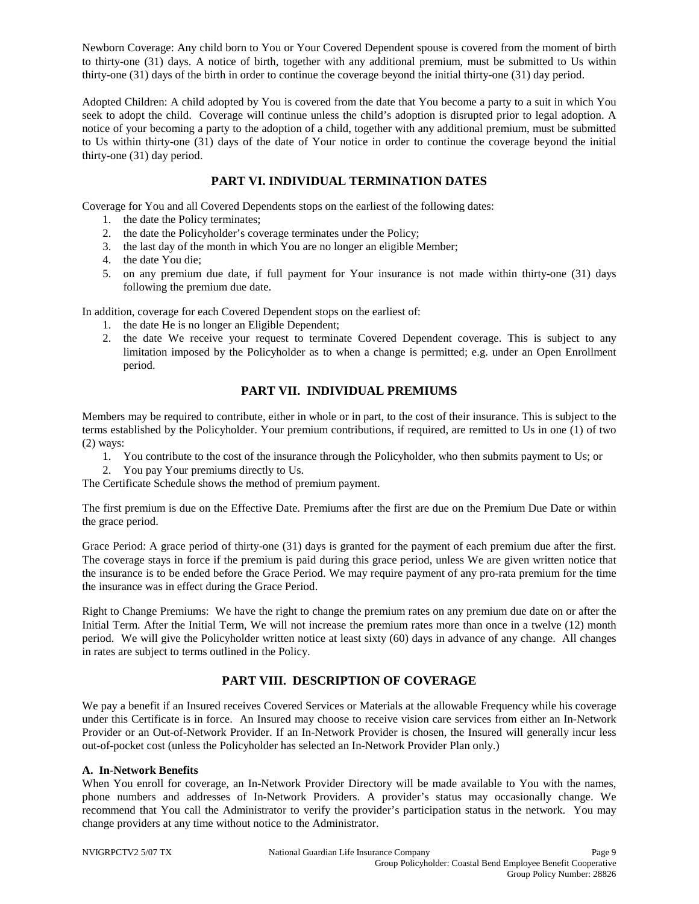Newborn Coverage: Any child born to You or Your Covered Dependent spouse is covered from the moment of birth to thirty-one (31) days. A notice of birth, together with any additional premium, must be submitted to Us within thirty-one (31) days of the birth in order to continue the coverage beyond the initial thirty-one (31) day period.

Adopted Children: A child adopted by You is covered from the date that You become a party to a suit in which You seek to adopt the child. Coverage will continue unless the child's adoption is disrupted prior to legal adoption. A notice of your becoming a party to the adoption of a child, together with any additional premium, must be submitted to Us within thirty-one (31) days of the date of Your notice in order to continue the coverage beyond the initial thirty-one (31) day period.

## PART VI. INDIVIDUAL TERMINATION DATES

Coverage for You and all Covered Dependents stops on the earliest of the following dates:

1. the date the Policy terminates;
2. the date the Policyholder's coverage terminates under the Policy;
3. the last day of the month in which You are no longer an eligible Member;
4. the date You die;
5. on any premium due date, if full payment for Your insurance is not made within thirty-one (31) days following the premium due date.

In addition, coverage for each Covered Dependent stops on the earliest of:

1. the date He is no longer an Eligible Dependent;
2. the date We receive your request to terminate Covered Dependent coverage. This is subject to any limitation imposed by the Policyholder as to when a change is permitted; e.g. under an Open Enrollment period.

## PART VII. INDIVIDUAL PREMIUMS

Members may be required to contribute, either in whole or in part, to the cost of their insurance. This is subject to the terms established by the Policyholder. Your premium contributions, if required, are remitted to Us in one (1) of two (2) ways:

1. You contribute to the cost of the insurance through the Policyholder, who then submits payment to Us; or
2. You pay Your premiums directly to Us.

The Certificate Schedule shows the method of premium payment.

The first premium is due on the Effective Date. Premiums after the first are due on the Premium Due Date or within the grace period.

Grace Period: A grace period of thirty-one (31) days is granted for the payment of each premium due after the first. The coverage stays in force if the premium is paid during this grace period, unless We are given written notice that the insurance is to be ended before the Grace Period. We may require payment of any pro-rata premium for the time the insurance was in effect during the Grace Period.

Right to Change Premiums: We have the right to change the premium rates on any premium due date on or after the Initial Term. After the Initial Term, We will not increase the premium rates more than once in a twelve (12) month period. We will give the Policyholder written notice at least sixty (60) days in advance of any change. All changes in rates are subject to terms outlined in the Policy.

## PART VIII. DESCRIPTION OF COVERAGE

We pay a benefit if an Insured receives Covered Services or Materials at the allowable Frequency while his coverage under this Certificate is in force. An Insured may choose to receive vision care services from either an In-Network Provider or an Out-of-Network Provider. If an In-Network Provider is chosen, the Insured will generally incur less out-of-pocket cost (unless the Policyholder has selected an In-Network Provider Plan only.)

**A. In-Network Benefits**

When You enroll for coverage, an In-Network Provider Directory will be made available to You with the names, phone numbers and addresses of In-Network Providers. A provider's status may occasionally change. We recommend that You call the Administrator to verify the provider's participation status in the network. You may change providers at any time without notice to the Administrator.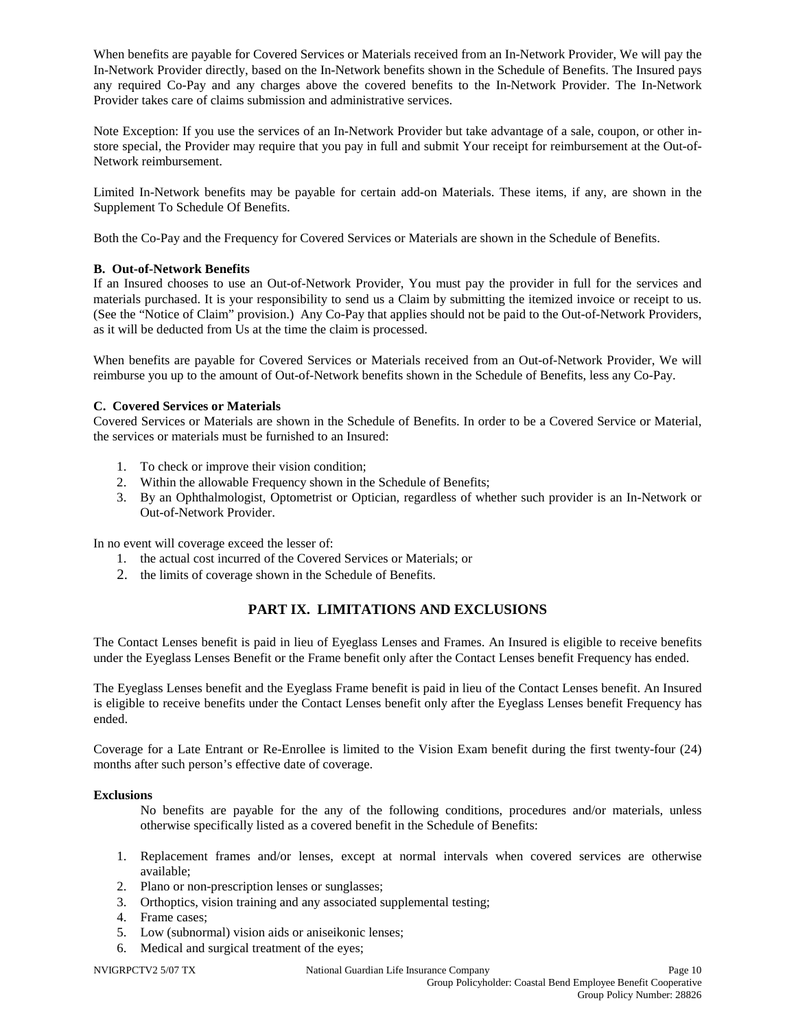When benefits are payable for Covered Services or Materials received from an In-Network Provider, We will pay the In-Network Provider directly, based on the In-Network benefits shown in the Schedule of Benefits. The Insured pays any required Co-Pay and any charges above the covered benefits to the In-Network Provider. The In-Network Provider takes care of claims submission and administrative services.

Note Exception: If you use the services of an In-Network Provider but take advantage of a sale, coupon, or other in-store special, the Provider may require that you pay in full and submit Your receipt for reimbursement at the Out-of-Network reimbursement.

Limited In-Network benefits may be payable for certain add-on Materials. These items, if any, are shown in the Supplement To Schedule Of Benefits.

Both the Co-Pay and the Frequency for Covered Services or Materials are shown in the Schedule of Benefits.

**B. Out-of-Network Benefits**

If an Insured chooses to use an Out-of-Network Provider, You must pay the provider in full for the services and materials purchased. It is your responsibility to send us a Claim by submitting the itemized invoice or receipt to us. (See the "Notice of Claim" provision.) Any Co-Pay that applies should not be paid to the Out-of-Network Providers, as it will be deducted from Us at the time the claim is processed.

When benefits are payable for Covered Services or Materials received from an Out-of-Network Provider, We will reimburse you up to the amount of Out-of-Network benefits shown in the Schedule of Benefits, less any Co-Pay.

**C. Covered Services or Materials**

Covered Services or Materials are shown in the Schedule of Benefits. In order to be a Covered Service or Material, the services or materials must be furnished to an Insured:

1. To check or improve their vision condition;
2. Within the allowable Frequency shown in the Schedule of Benefits;
3. By an Ophthalmologist, Optometrist or Optician, regardless of whether such provider is an In-Network or Out-of-Network Provider.

In no event will coverage exceed the lesser of:

1. the actual cost incurred of the Covered Services or Materials; or
2. the limits of coverage shown in the Schedule of Benefits.

## PART IX. LIMITATIONS AND EXCLUSIONS

The Contact Lenses benefit is paid in lieu of Eyeglass Lenses and Frames. An Insured is eligible to receive benefits under the Eyeglass Lenses Benefit or the Frame benefit only after the Contact Lenses benefit Frequency has ended.

The Eyeglass Lenses benefit and the Eyeglass Frame benefit is paid in lieu of the Contact Lenses benefit. An Insured is eligible to receive benefits under the Contact Lenses benefit only after the Eyeglass Lenses benefit Frequency has ended.

Coverage for a Late Entrant or Re-Enrollee is limited to the Vision Exam benefit during the first twenty-four (24) months after such person's effective date of coverage.

**Exclusions**

No benefits are payable for the any of the following conditions, procedures and/or materials, unless otherwise specifically listed as a covered benefit in the Schedule of Benefits:

1. Replacement frames and/or lenses, except at normal intervals when covered services are otherwise available;
2. Plano or non-prescription lenses or sunglasses;
3. Orthoptics, vision training and any associated supplemental testing;
4. Frame cases;
5. Low (subnormal) vision aids or aniseikonic lenses;
6. Medical and surgical treatment of the eyes;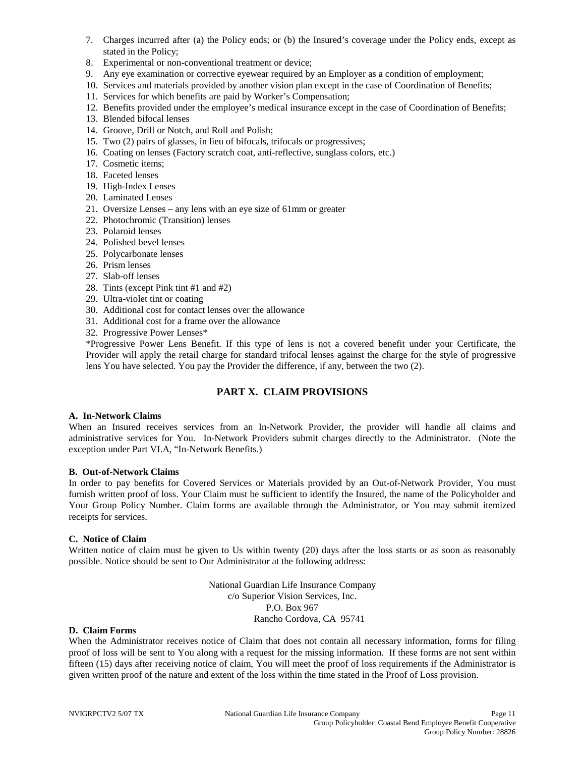7. Charges incurred after (a) the Policy ends; or (b) the Insured's coverage under the Policy ends, except as stated in the Policy;
8. Experimental or non-conventional treatment or device;
9. Any eye examination or corrective eyewear required by an Employer as a condition of employment;
10. Services and materials provided by another vision plan except in the case of Coordination of Benefits;
11. Services for which benefits are paid by Worker's Compensation;
12. Benefits provided under the employee's medical insurance except in the case of Coordination of Benefits;
13. Blended bifocal lenses
14. Groove, Drill or Notch, and Roll and Polish;
15. Two (2) pairs of glasses, in lieu of bifocals, trifocals or progressives;
16. Coating on lenses (Factory scratch coat, anti-reflective, sunglass colors, etc.)
17. Cosmetic items;
18. Faceted lenses
19. High-Index Lenses
20. Laminated Lenses
21. Oversize Lenses – any lens with an eye size of 61mm or greater
22. Photochromic (Transition) lenses
23. Polaroid lenses
24. Polished bevel lenses
25. Polycarbonate lenses
26. Prism lenses
27. Slab-off lenses
28. Tints (except Pink tint #1 and #2)
29. Ultra-violet tint or coating
30. Additional cost for contact lenses over the allowance
31. Additional cost for a frame over the allowance
32. Progressive Power Lenses*

*Progressive Power Lens Benefit. If this type of lens is not a covered benefit under your Certificate, the Provider will apply the retail charge for standard trifocal lenses against the charge for the style of progressive lens You have selected. You pay the Provider the difference, if any, between the two (2).

## PART X. CLAIM PROVISIONS

**A. In-Network Claims**

When an Insured receives services from an In-Network Provider, the provider will handle all claims and administrative services for You. In-Network Providers submit charges directly to the Administrator. (Note the exception under Part VI.A, "In-Network Benefits.)

**B. Out-of-Network Claims**

In order to pay benefits for Covered Services or Materials provided by an Out-of-Network Provider, You must furnish written proof of loss. Your Claim must be sufficient to identify the Insured, the name of the Policyholder and Your Group Policy Number. Claim forms are available through the Administrator, or You may submit itemized receipts for services.

**C. Notice of Claim**

Written notice of claim must be given to Us within twenty (20) days after the loss starts or as soon as reasonably possible. Notice should be sent to Our Administrator at the following address:

National Guardian Life Insurance Company
c/o Superior Vision Services, Inc.
P.O. Box 967
Rancho Cordova, CA 95741

**D. Claim Forms**

When the Administrator receives notice of Claim that does not contain all necessary information, forms for filing proof of loss will be sent to You along with a request for the missing information. If these forms are not sent within fifteen (15) days after receiving notice of claim, You will meet the proof of loss requirements if the Administrator is given written proof of the nature and extent of the loss within the time stated in the Proof of Loss provision.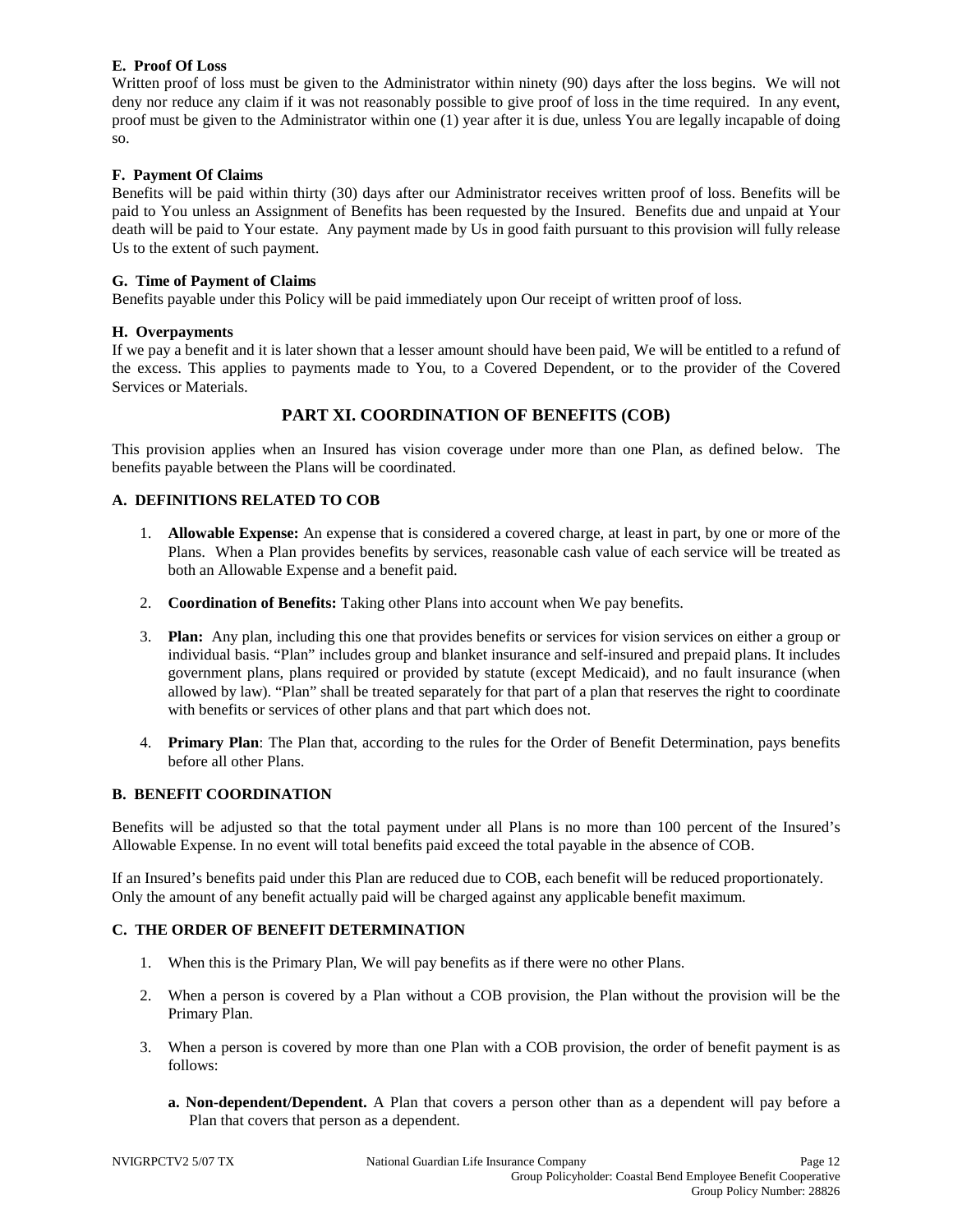**E. Proof Of Loss**

Written proof of loss must be given to the Administrator within ninety (90) days after the loss begins. We will not deny nor reduce any claim if it was not reasonably possible to give proof of loss in the time required. In any event, proof must be given to the Administrator within one (1) year after it is due, unless You are legally incapable of doing so.

**F. Payment Of Claims**

Benefits will be paid within thirty (30) days after our Administrator receives written proof of loss. Benefits will be paid to You unless an Assignment of Benefits has been requested by the Insured. Benefits due and unpaid at Your death will be paid to Your estate. Any payment made by Us in good faith pursuant to this provision will fully release Us to the extent of such payment.

**G. Time of Payment of Claims**

Benefits payable under this Policy will be paid immediately upon Our receipt of written proof of loss.

**H. Overpayments**

If we pay a benefit and it is later shown that a lesser amount should have been paid, We will be entitled to a refund of the excess. This applies to payments made to You, to a Covered Dependent, or to the provider of the Covered Services or Materials.

## PART XI. COORDINATION OF BENEFITS (COB)

This provision applies when an Insured has vision coverage under more than one Plan, as defined below. The benefits payable between the Plans will be coordinated.

**A. DEFINITIONS RELATED TO COB**

1. **Allowable Expense:** An expense that is considered a covered charge, at least in part, by one or more of the Plans. When a Plan provides benefits by services, reasonable cash value of each service will be treated as both an Allowable Expense and a benefit paid.

2. **Coordination of Benefits:** Taking other Plans into account when We pay benefits.

3. **Plan:** Any plan, including this one that provides benefits or services for vision services on either a group or individual basis. "Plan" includes group and blanket insurance and self-insured and prepaid plans. It includes government plans, plans required or provided by statute (except Medicaid), and no fault insurance (when allowed by law). "Plan" shall be treated separately for that part of a plan that reserves the right to coordinate with benefits or services of other plans and that part which does not.

4. **Primary Plan**: The Plan that, according to the rules for the Order of Benefit Determination, pays benefits before all other Plans.

**B. BENEFIT COORDINATION**

Benefits will be adjusted so that the total payment under all Plans is no more than 100 percent of the Insured's Allowable Expense. In no event will total benefits paid exceed the total payable in the absence of COB.

If an Insured's benefits paid under this Plan are reduced due to COB, each benefit will be reduced proportionately. Only the amount of any benefit actually paid will be charged against any applicable benefit maximum.

**C. THE ORDER OF BENEFIT DETERMINATION**

1. When this is the Primary Plan, We will pay benefits as if there were no other Plans.

2. When a person is covered by a Plan without a COB provision, the Plan without the provision will be the Primary Plan.

3. When a person is covered by more than one Plan with a COB provision, the order of benefit payment is as follows:

   **a. Non-dependent/Dependent.** A Plan that covers a person other than as a dependent will pay before a Plan that covers that person as a dependent.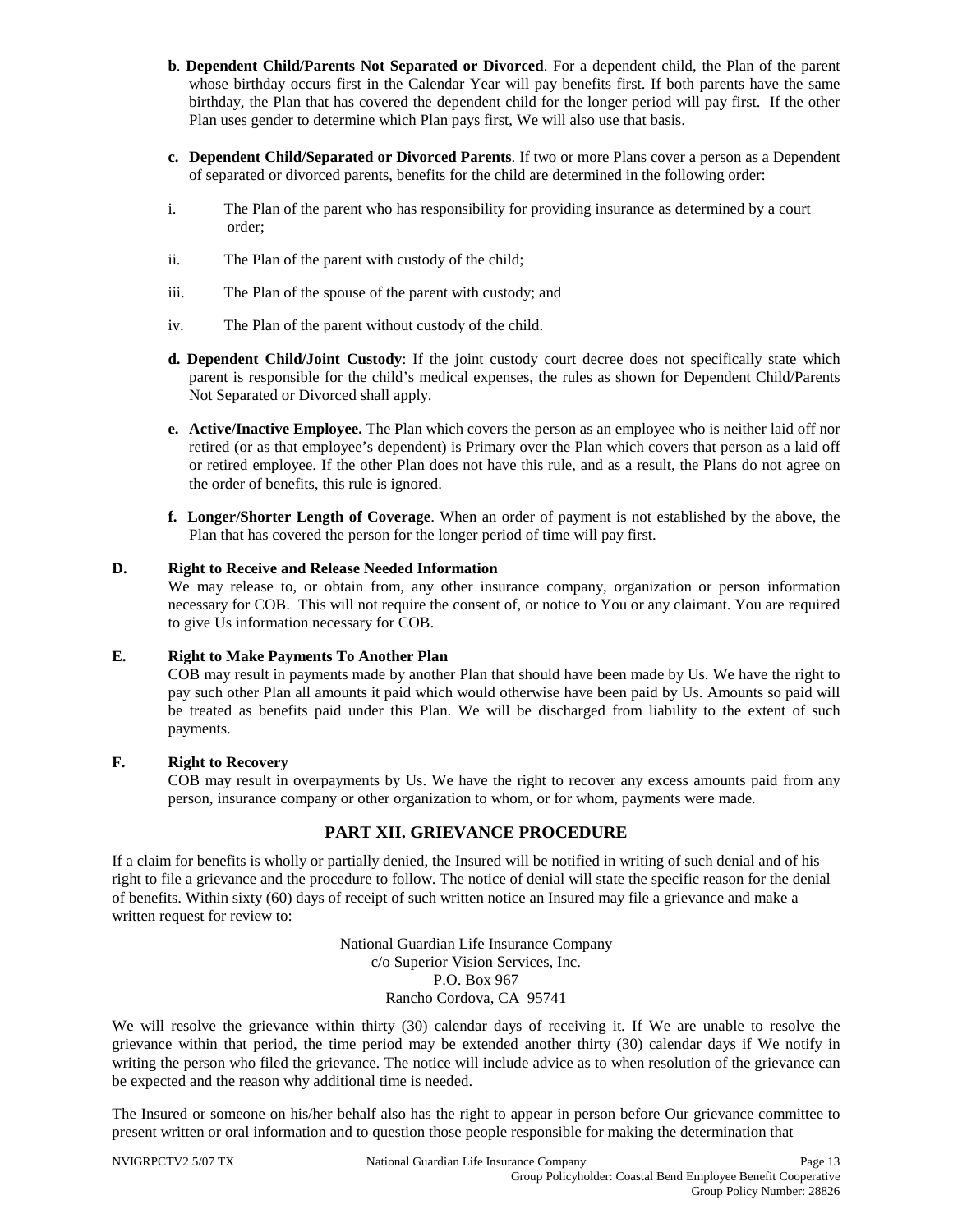**b**. **Dependent Child/Parents Not Separated or Divorced**. For a dependent child, the Plan of the parent whose birthday occurs first in the Calendar Year will pay benefits first. If both parents have the same birthday, the Plan that has covered the dependent child for the longer period will pay first. If the other Plan uses gender to determine which Plan pays first, We will also use that basis.

**c. Dependent Child/Separated or Divorced Parents**. If two or more Plans cover a person as a Dependent of separated or divorced parents, benefits for the child are determined in the following order:

i. The Plan of the parent who has responsibility for providing insurance as determined by a court order;

ii. The Plan of the parent with custody of the child;

iii. The Plan of the spouse of the parent with custody; and

iv. The Plan of the parent without custody of the child.

**d. Dependent Child/Joint Custody**: If the joint custody court decree does not specifically state which parent is responsible for the child's medical expenses, the rules as shown for Dependent Child/Parents Not Separated or Divorced shall apply.

**e. Active/Inactive Employee.** The Plan which covers the person as an employee who is neither laid off nor retired (or as that employee's dependent) is Primary over the Plan which covers that person as a laid off or retired employee. If the other Plan does not have this rule, and as a result, the Plans do not agree on the order of benefits, this rule is ignored.

**f. Longer/Shorter Length of Coverage**. When an order of payment is not established by the above, the Plan that has covered the person for the longer period of time will pay first.

**D. Right to Receive and Release Needed Information**

We may release to, or obtain from, any other insurance company, organization or person information necessary for COB. This will not require the consent of, or notice to You or any claimant. You are required to give Us information necessary for COB.

**E. Right to Make Payments To Another Plan**

COB may result in payments made by another Plan that should have been made by Us. We have the right to pay such other Plan all amounts it paid which would otherwise have been paid by Us. Amounts so paid will be treated as benefits paid under this Plan. We will be discharged from liability to the extent of such payments.

**F. Right to Recovery**

COB may result in overpayments by Us. We have the right to recover any excess amounts paid from any person, insurance company or other organization to whom, or for whom, payments were made.

## PART XII. GRIEVANCE PROCEDURE

If a claim for benefits is wholly or partially denied, the Insured will be notified in writing of such denial and of his right to file a grievance and the procedure to follow. The notice of denial will state the specific reason for the denial of benefits. Within sixty (60) days of receipt of such written notice an Insured may file a grievance and make a written request for review to:

National Guardian Life Insurance Company
c/o Superior Vision Services, Inc.
P.O. Box 967
Rancho Cordova, CA 95741

We will resolve the grievance within thirty (30) calendar days of receiving it. If We are unable to resolve the grievance within that period, the time period may be extended another thirty (30) calendar days if We notify in writing the person who filed the grievance. The notice will include advice as to when resolution of the grievance can be expected and the reason why additional time is needed.

The Insured or someone on his/her behalf also has the right to appear in person before Our grievance committee to present written or oral information and to question those people responsible for making the determination that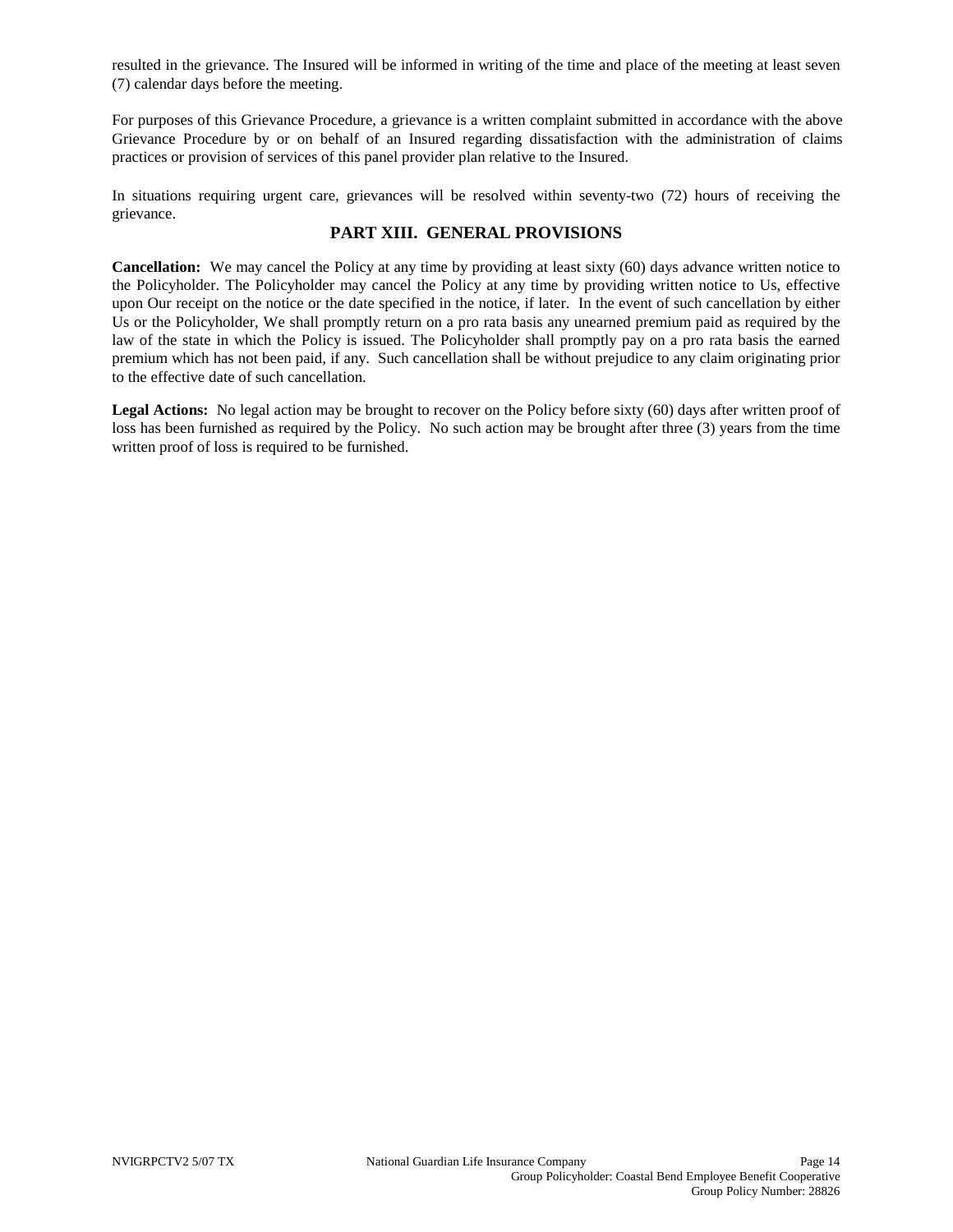resulted in the grievance. The Insured will be informed in writing of the time and place of the meeting at least seven (7) calendar days before the meeting.

For purposes of this Grievance Procedure, a grievance is a written complaint submitted in accordance with the above Grievance Procedure by or on behalf of an Insured regarding dissatisfaction with the administration of claims practices or provision of services of this panel provider plan relative to the Insured.

In situations requiring urgent care, grievances will be resolved within seventy-two (72) hours of receiving the grievance.

## PART XIII. GENERAL PROVISIONS

**Cancellation:** We may cancel the Policy at any time by providing at least sixty (60) days advance written notice to the Policyholder. The Policyholder may cancel the Policy at any time by providing written notice to Us, effective upon Our receipt on the notice or the date specified in the notice, if later. In the event of such cancellation by either Us or the Policyholder, We shall promptly return on a pro rata basis any unearned premium paid as required by the law of the state in which the Policy is issued. The Policyholder shall promptly pay on a pro rata basis the earned premium which has not been paid, if any. Such cancellation shall be without prejudice to any claim originating prior to the effective date of such cancellation.

**Legal Actions:** No legal action may be brought to recover on the Policy before sixty (60) days after written proof of loss has been furnished as required by the Policy. No such action may be brought after three (3) years from the time written proof of loss is required to be furnished.